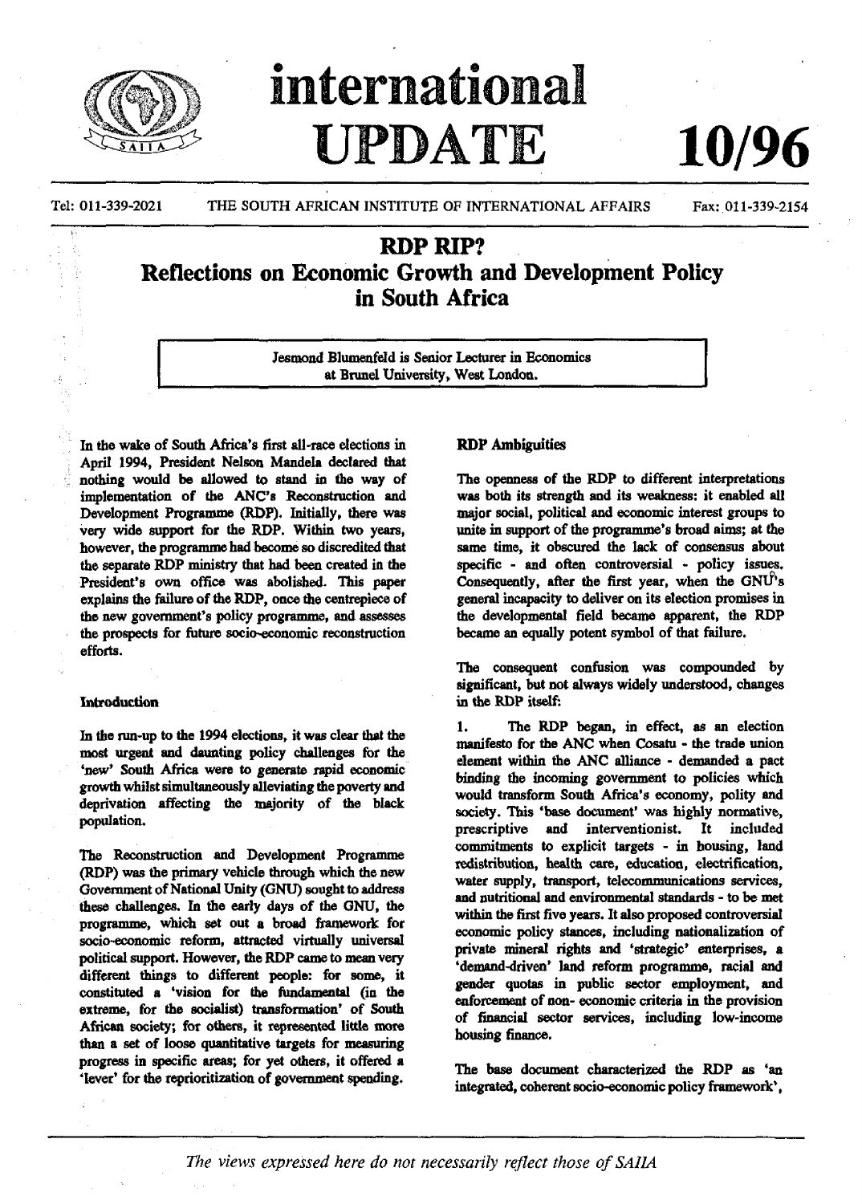# international UPDATE 10/96

Tel: 011-339-2021 THE SOUTH AFRICAN INSTITUTE OF INTERNATIONAL AFFAIRS Fax: 011-339-2154

## RDP RIP? Reflections on Economic Growth and Development Policy in South Africa

Jesmond Blumenfeld is Senior Lecturer in Economics at Brunel University, West London.

In the wake of South Africa's first all-race elections in April 1994, President Nelson Mandela declared that nothing would be allowed to stand in the way of implementation of the ANC's Reconstruction and Development Programme (RDP). Initially, there was very wide support for the RDP. Within two years, however, the programme had become so discredited that the separate RDP ministry that had been created in the President's own office was abolished. This paper explains the failure of the RDP, once the centrepiece of the new government's policy programme, and assesses the prospects for future socio-economic reconstruction efforts.

### Introduction

In the run-up to the 1994 elections, it was clear that the most urgent and daunting policy challenges for the 'new' South Africa were to generate rapid economic growth whilst simultaneously alleviating the poverty and deprivation affecting the majority of the black population.

The Reconstruction and Development Programme (RDP) was the primary vehicle through which the new Government of National Unity (GNU) sought to address these challenges. In the early days of the GNU, the programme, which set out a broad framework for socio-economic reform, attracted virtually universal political support. However, the RDP came to mean very different things to different people: for some, it constituted a 'vision for the fundamental (in the extreme, for the socialist) transformation' of South African society; for others, it represented little more than a set of loose quantitative targets for measuring progress in specific areas; for yet others, it offered a 'lever' for the reprioritization of government spending.

### RDP Ambiguities

The openness of the RDP to different interpretations was both its strength and its weakness: it enabled all major social, political and economic interest groups to unite in support of the programme's broad aims; at the same time, it obscured the lack of consensus about specific - and often controversial - policy issues. Consequently, after the first year, when the GNU's general incapacity to deliver on its election promises in the developmental field became apparent, the RDP became an equally potent symbol of that failure.

The consequent confusion was compounded by significant, but not always widely understood, changes in the RDP itself:

1. The RDP began, in effect, as an election manifesto for the ANC when Cosatu - the trade union element within the ANC alliance - demanded a pact binding the incoming government to policies which would transform South Africa's economy, polity and society. This 'base document' was highly normative, prescriptive and interventionist. It included commitments to explicit targets - in housing, land redistribution, health care, education, electrification, water supply, transport, telecommunications services, and nutritional and environmental standards - to be met within the first five years. It also proposed controversial economic policy stances, including nationalization of private mineral rights and 'strategic' enterprises, a 'demand-driven' land reform programme, racial and gender quotas in public sector employment, and enforcement of non- economic criteria in the provision of financial sector services, including low-income housing finance.

The base document characterized the RDP as 'an integrated, coherent socio-economic policy framework',

*The views expressed here do not necessarily reflect those of SAIIA*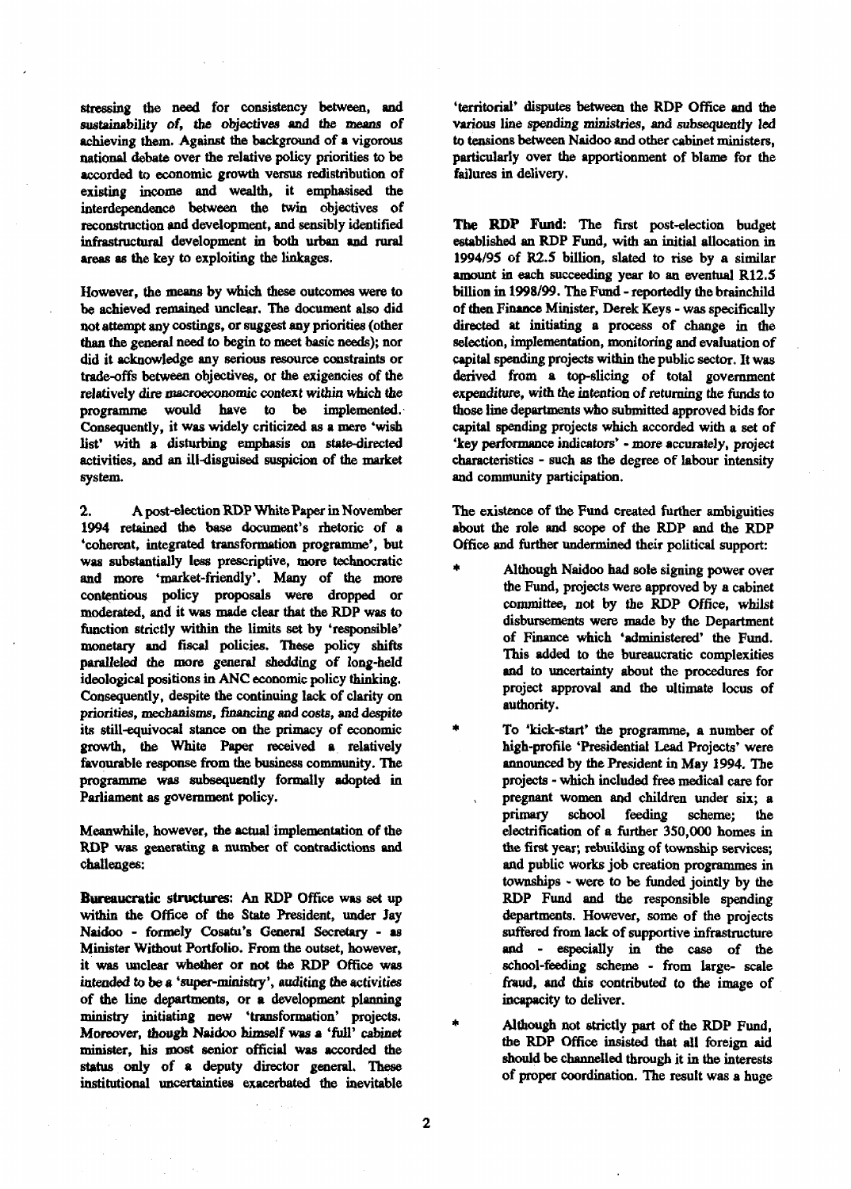stressing the need for consistency between, and sustainability of, the objectives and the means of achieving them. Against the background of a vigorous national debate over the relative policy priorities to be accorded to economic growth versus redistribution of existing income and wealth, it emphasised the interdependence between the twin objectives of reconstruction and development, and sensibly identified infrastructural development in both urban and rural areas as the key to exploiting the linkages.

However, the means by which these outcomes were to be achieved remained unclear. The document also did not attempt any costings, or suggest any priorities (other than the general need to begin to meet basic needs); nor did it acknowledge any serious resource constraints or trade-offs between objectives, or the exigencies of the relatively dire macroeconomic context within which the programme would have to be implemented. Consequently, it was widely criticized as a mere 'wish list' with a disturbing emphasis on state-directed activities, and an ill-disguised suspicion of the market system.

2. A post-election RDP White Paper in November 1994 retained the base document's rhetoric of a 'coherent, integrated transformation programme', but was substantially less prescriptive, more technocratic and more 'market-friendly'. Many of the more contentious policy proposals were dropped or moderated, and it was made clear that the RDP was to function strictly within the limits set by 'responsible' monetary and fiscal policies. These policy shifts paralleled the more general shedding of long-held ideological positions in ANC economic policy thinking. Consequently, despite the continuing lack of clarity on priorities, mechanisms, financing and costs, and despite its still-equivocal stance on the primacy of economic growth, the White Paper received a relatively favourable response from the business community. The programme was subsequently formally adopted in Parliament as government policy.

Meanwhile, however, the actual implementation of the RDP was generating a number of contradictions and challenges:

**Bureaucratic structures:** An RDP Office was set up within the Office of the State President, under Jay Naidoo - formely Cosatu's General Secretary - as Minister Without Portfolio. From the outset, however, it was unclear whether or not the RDP Office was intended to be a 'super-ministry', auditing the activities of the line departments, or a development planning ministry initiating new 'transformation' projects. Moreover, though Naidoo himself was a 'full' cabinet minister, his most senior official was accorded the status only of a deputy director general. These institutional uncertainties exacerbated the inevitable 'territorial' disputes between the RDP Office and the various line spending ministries, and subsequently led to tensions between Naidoo and other cabinet ministers, particularly over the apportionment of blame for the failures in delivery.

**The RDP Fund:** The first post-election budget established an RDP Fund, with an initial allocation in 1994/95 of R2.5 billion, slated to rise by a similar amount in each succeeding year to an eventual R12.5 billion in 1998/99. The Fund - reportedly the brainchild of then Finance Minister, Derek Keys - was specifically directed at initiating a process of change in the selection, implementation, monitoring and evaluation of capital spending projects within the public sector. It was derived from a top-slicing of total government expenditure, with the intention of returning the funds to those line departments who submitted approved bids for capital spending projects which accorded with a set of 'key performance indicators' - more accurately, project characteristics - such as the degree of labour intensity and community participation.

The existence of the Fund created further ambiguities about the role and scope of the RDP and the RDP Office and further undermined their political support:

* Although Naidoo had sole signing power over the Fund, projects were approved by a cabinet committee, not by the RDP Office, whilst disbursements were made by the Department of Finance which 'administered' the Fund. This added to the bureaucratic complexities and to uncertainty about the procedures for project approval and the ultimate locus of authority.

* To 'kick-start' the programme, a number of high-profile 'Presidential Lead Projects' were announced by the President in May 1994. The projects - which included free medical care for pregnant women and children under six; a primary school feeding scheme; the electrification of a further 350,000 homes in the first year; rebuilding of township services; and public works job creation programmes in townships - were to be funded jointly by the RDP Fund and the responsible spending departments. However, some of the projects suffered from lack of supportive infrastructure and - especially in the case of the school-feeding scheme - from large- scale fraud, and this contributed to the image of incapacity to deliver.

* Although not strictly part of the RDP Fund, the RDP Office insisted that all foreign aid should be channelled through it in the interests of proper coordination. The result was a huge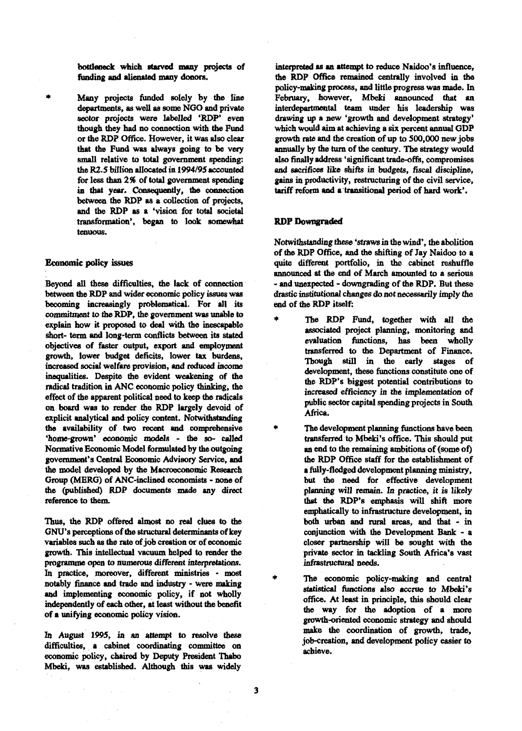bottleneck which starved many projects of funding and alienated many donors.

* Many projects funded solely by the line departments, as well as some NGO and private sector projects were labelled 'RDP' even though they had no connection with the Fund or the RDP Office. However, it was also clear that the Fund was always going to be very small relative to total government spending: the R2.5 billion allocated in 1994/95 accounted for less than 2% of total government spending in that year. Consequently, the connection between the RDP as a collection of projects, and the RDP as a 'vision for total societal transformation', began to look somewhat tenuous.

### Economic policy issues

Beyond all these difficulties, the lack of connection between the RDP and wider economic policy issues was becoming increasingly problematical. For all its commitment to the RDP, the government was unable to explain how it proposed to deal with the inescapable short- term and long-term conflicts between its stated objectives of faster output, export and employment growth, lower budget deficits, lower tax burdens, increased social welfare provision, and reduced income inequalities. Despite the evident weakening of the radical tradition in ANC economic policy thinking, the effect of the apparent political need to keep the radicals on board was to render the RDP largely devoid of explicit analytical and policy content. Notwithstanding the availability of two recent and comprehensive 'home-grown' economic models - the so- called Normative Economic Model formulated by the outgoing government's Central Economic Advisory Service, and the model developed by the Macroeconomic Research Group (MERG) of ANC-inclined economists - none of the (published) RDP documents made any direct reference to them.

Thus, the RDP offered almost no real clues to the GNU's perceptions of the structural determinants of key variables such as the rate of job creation or of economic growth. This intellectual vacuum helped to render the programme open to numerous different interpretations. In practice, moreover, different ministries - most notably finance and trade and industry - were making and implementing economic policy, if not wholly independently of each other, at least without the benefit of a unifying economic policy vision.

In August 1995, in an attempt to resolve these difficulties, a cabinet coordinating committee on economic policy, chaired by Deputy President Thabo Mbeki, was established. Although this was widely interpreted as an attempt to reduce Naidoo's influence, the RDP Office remained centrally involved in the policy-making process, and little progress was made. In February, however, Mbeki announced that an interdepartmental team under his leadership was drawing up a new 'growth and development strategy' which would aim at achieving a six percent annual GDP growth rate and the creation of up to 500,000 new jobs annually by the turn of the century. The strategy would also finally address 'significant trade-offs, compromises and sacrifices like shifts in budgets, fiscal discipline, gains in productivity, restructuring of the civil service, tariff reform and a transitional period of hard work'.

### RDP Downgraded

Notwithstanding these 'straws in the wind', the abolition of the RDP Office, and the shifting of Jay Naidoo to a quite different portfolio, in the cabinet reshuffle announced at the end of March amounted to a serious - and unexpected - downgrading of the RDP. But these drastic institutional changes do not necessarily imply the end of the RDP itself:

* The RDP Fund, together with all the associated project planning, monitoring and evaluation functions, has been wholly transferred to the Department of Finance. Though still in the early stages of development, these functions constitute one of the RDP's biggest potential contributions to increased efficiency in the implementation of public sector capital spending projects in South Africa.

* The development planning functions have been transferred to Mbeki's office. This should put an end to the remaining ambitions of (some of) the RDP Office staff for the establishment of a fully-fledged development planning ministry, but the need for effective development planning will remain. In practice, it is likely that the RDP's emphasis will shift more emphatically to infrastructure development, in both urban and rural areas, and that - in conjunction with the Development Bank - a closer partnership will be sought with the private sector in tackling South Africa's vast infrastructural needs.

* The economic policy-making and central statistical functions also accrue to Mbeki's office. At least in principle, this should clear the way for the adoption of a more growth-oriented economic strategy and should make the coordination of growth, trade, job-creation, and development policy easier to achieve.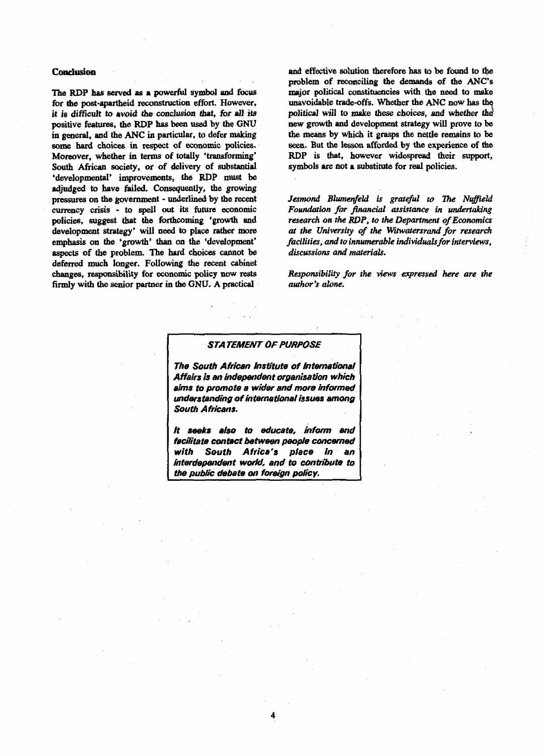## Conclusion

The RDP has served as a powerful symbol and focus for the post-apartheid reconstruction effort. However, *it is difficult to avoid the conclusion that, for all its* positive features, the RDP has been used by the GNU in general, and the ANC in particular, to defer making some hard choices in respect of economic policies. Moreover, whether in terms of totally 'transforming' South African society, or of delivery of substantial 'developmental' improvements, the RDP must be adjudged to have failed. Consequently, the growing pressures on the government - underlined by the recent currency crisis - to spell out its future economic policies, suggest that the forthcoming 'growth and development strategy' will need to place rather more emphasis on the 'growth' than on the 'development' aspects of the problem. The hard choices cannot be deferred much longer. Following the recent cabinet changes, responsibility for economic policy now rests firmly with the senior partner in the GNU. A practical and effective solution therefore has to be found to the problem of reconciling the demands of the ANC's major political constituencies with the need to make unavoidable trade-offs. Whether the ANC now has the political will to make these choices, and whether the new growth and development strategy will prove to be the means by which it grasps the nettle remains to be seen. But the lesson afforded by the experience of the RDP is that, however widespread their support, symbols are not a substitute for real policies.

*Jesmond Blumenfeld is grateful to The Nuffield Foundation for financial assistance in undertaking research on the RDP, to the Department of Economics at the University of the Witwatersrand for research facilities, and to innumerable individuals for interviews, discussions and materials.*

*Responsibility for the views expressed here are the author's alone.*

### *STATEMENT OF PURPOSE*

***The South African Institute of International Affairs is an independent organisation which aims to promote a wider and more informed understanding of international issues among South Africans.***

***It seeks also to educate, inform and facilitate contact between people concerned with South Africa's place in an interdependent world, and to contribute to the public debate on foreign policy.***